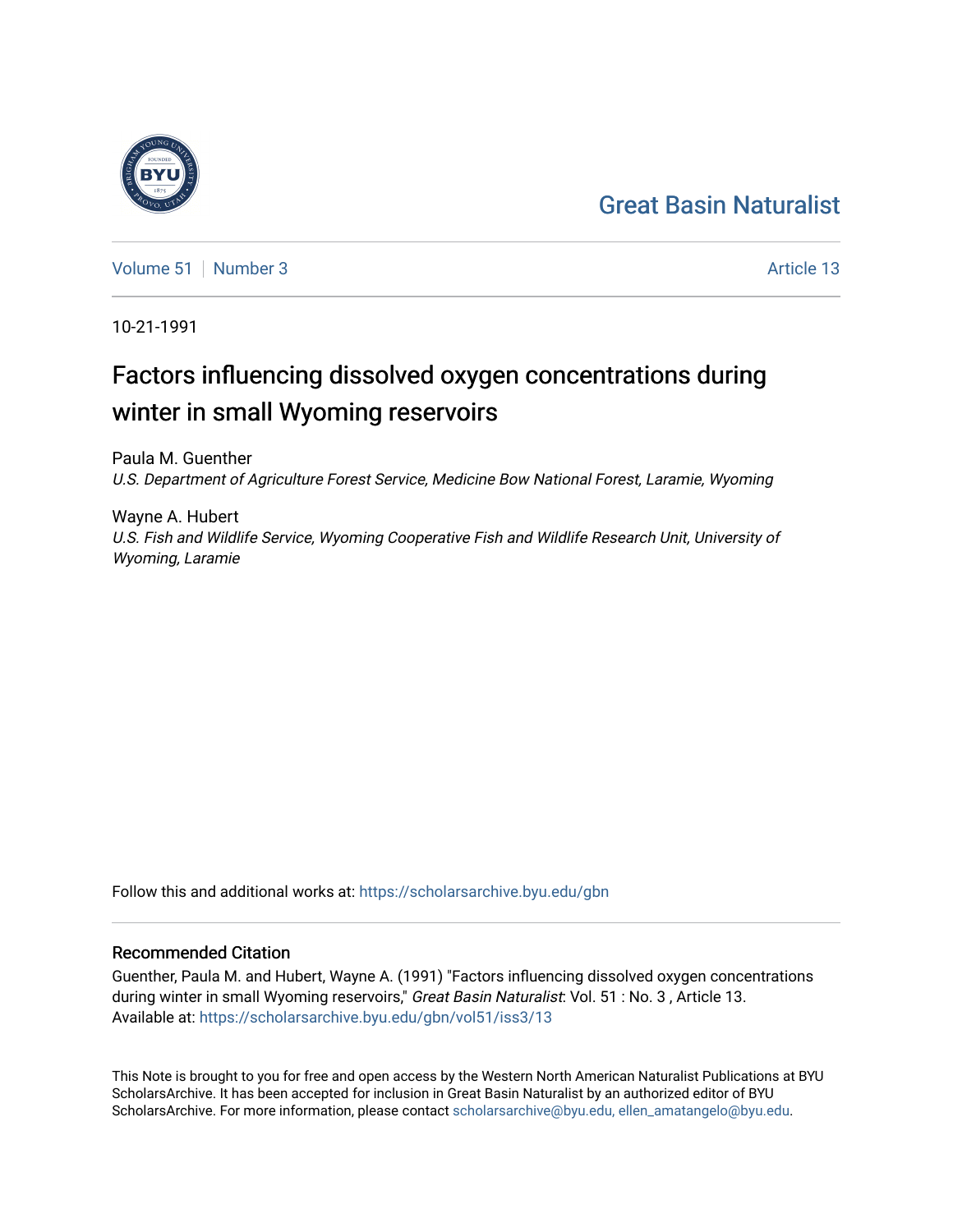Great Basin Naturalist

Volume 51 | Number 3 | Article 13

10-21-1991

# Factors influencing dissolved oxygen concentrations during winter in small Wyoming reservoirs

Paula M. Guenther
*U.S. Department of Agriculture Forest Service, Medicine Bow National Forest, Laramie, Wyoming*

Wayne A. Hubert
*U.S. Fish and Wildlife Service, Wyoming Cooperative Fish and Wildlife Research Unit, University of Wyoming, Laramie*

Follow this and additional works at: https://scholarsarchive.byu.edu/gbn

## Recommended Citation

Guenther, Paula M. and Hubert, Wayne A. (1991) "Factors influencing dissolved oxygen concentrations during winter in small Wyoming reservoirs," *Great Basin Naturalist*: Vol. 51 : No. 3 , Article 13.
Available at: https://scholarsarchive.byu.edu/gbn/vol51/iss3/13

This Note is brought to you for free and open access by the Western North American Naturalist Publications at BYU ScholarsArchive. It has been accepted for inclusion in Great Basin Naturalist by an authorized editor of BYU ScholarsArchive. For more information, please contact scholarsarchive@byu.edu, ellen_amatangelo@byu.edu.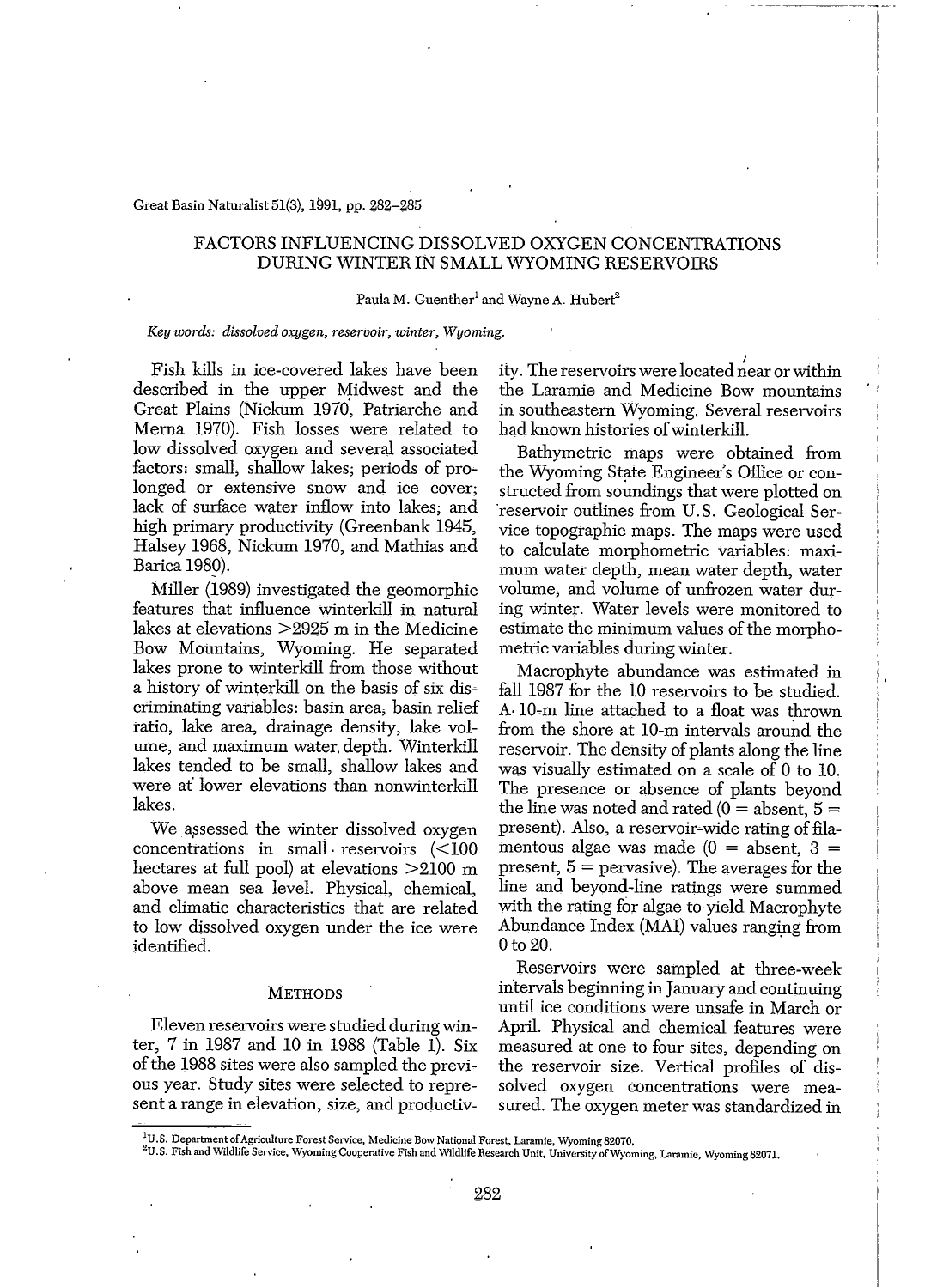# FACTORS INFLUENCING DISSOLVED OXYGEN CONCENTRATIONS DURING WINTER IN SMALL WYOMING RESERVOIRS

Paula M. Guenther[1] and Wayne A. Hubert[2]

*Key words: dissolved oxygen, reservoir, winter, Wyoming.*

Fish kills in ice-covered lakes have been described in the upper Midwest and the Great Plains (Nickum 1970, Patriarche and Merna 1970). Fish losses were related to low dissolved oxygen and several associated factors: small, shallow lakes; periods of prolonged or extensive snow and ice cover; lack of surface water inflow into lakes; and high primary productivity (Greenbank 1945, Halsey 1968, Nickum 1970, and Mathias and Barica 1980).

Miller (1989) investigated the geomorphic features that influence winterkill in natural lakes at elevations >2925 m in the Medicine Bow Mountains, Wyoming. He separated lakes prone to winterkill from those without a history of winterkill on the basis of six discriminating variables: basin area, basin relief ratio, lake area, drainage density, lake volume, and maximum water depth. Winterkill lakes tended to be small, shallow lakes and were at lower elevations than nonwinterkill lakes.

We assessed the winter dissolved oxygen concentrations in small reservoirs (<100 hectares at full pool) at elevations >2100 m above mean sea level. Physical, chemical, and climatic characteristics that are related to low dissolved oxygen under the ice were identified.

## Methods

Eleven reservoirs were studied during winter, 7 in 1987 and 10 in 1988 (Table 1). Six of the 1988 sites were also sampled the previous year. Study sites were selected to represent a range in elevation, size, and productivity. The reservoirs were located near or within the Laramie and Medicine Bow mountains in southeastern Wyoming. Several reservoirs had known histories of winterkill.

Bathymetric maps were obtained from the Wyoming State Engineer's Office or constructed from soundings that were plotted on reservoir outlines from U.S. Geological Service topographic maps. The maps were used to calculate morphometric variables: maximum water depth, mean water depth, water volume, and volume of unfrozen water during winter. Water levels were monitored to estimate the minimum values of the morphometric variables during winter.

Macrophyte abundance was estimated in fall 1987 for the 10 reservoirs to be studied. A 10-m line attached to a float was thrown from the shore at 10-m intervals around the reservoir. The density of plants along the line was visually estimated on a scale of 0 to 10. The presence or absence of plants beyond the line was noted and rated (0 = absent, 5 = present). Also, a reservoir-wide rating of filamentous algae was made (0 = absent, 3 = present, 5 = pervasive). The averages for the line and beyond-line ratings were summed with the rating for algae to yield Macrophyte Abundance Index (MAI) values ranging from 0 to 20.

Reservoirs were sampled at three-week intervals beginning in January and continuing until ice conditions were unsafe in March or April. Physical and chemical features were measured at one to four sites, depending on the reservoir size. Vertical profiles of dissolved oxygen concentrations were measured. The oxygen meter was standardized in

[1]U.S. Department of Agriculture Forest Service, Medicine Bow National Forest, Laramie, Wyoming 82070.

[2]U.S. Fish and Wildlife Service, Wyoming Cooperative Fish and Wildlife Research Unit, University of Wyoming, Laramie, Wyoming 82071.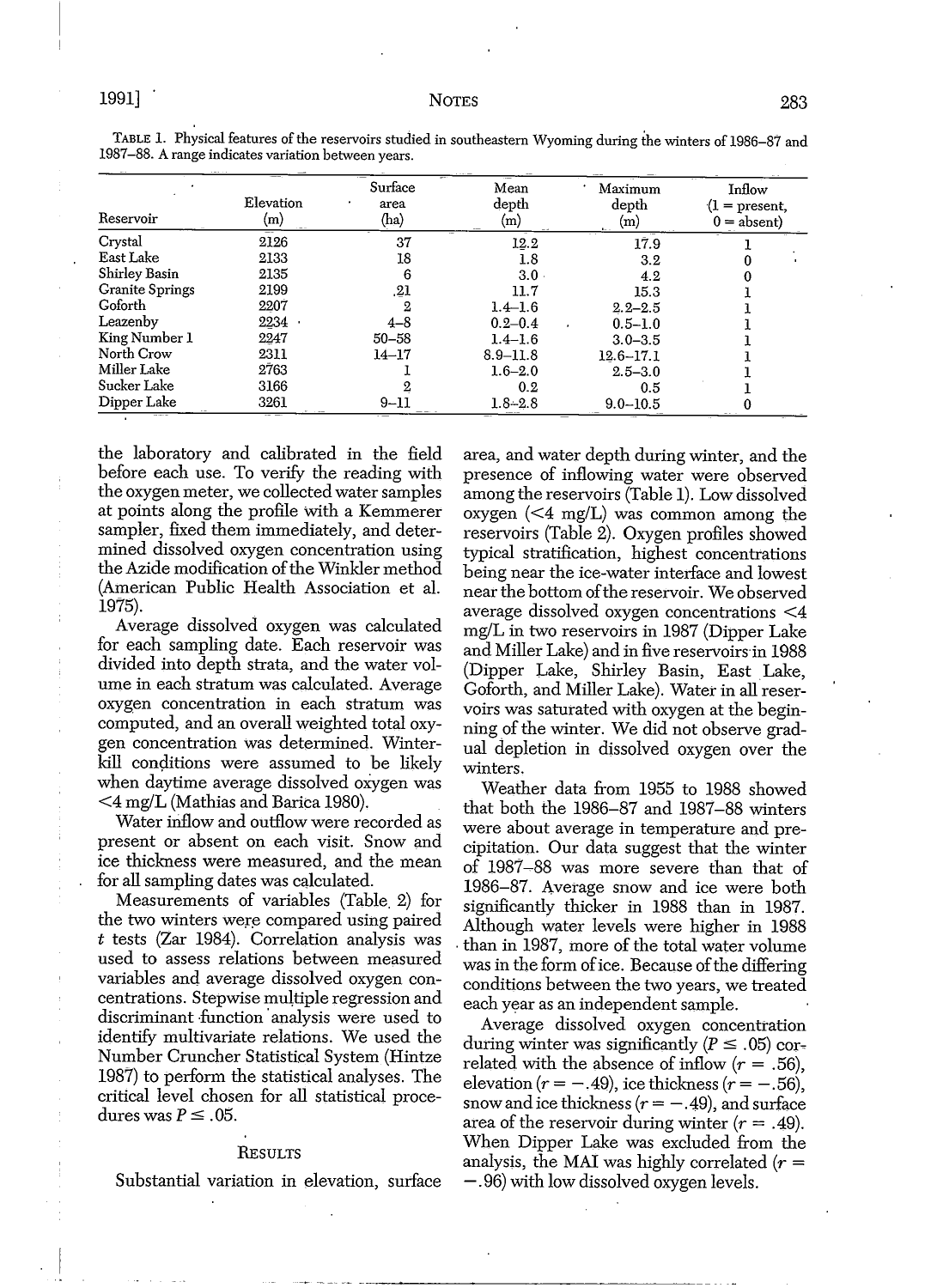TABLE 1. Physical features of the reservoirs studied in southeastern Wyoming during the winters of 1986–87 and 1987–88. A range indicates variation between years.

| Reservoir | Elevation (m) | Surface area (ha) | Mean depth (m) | Maximum depth (m) | Inflow (1 = present, 0 = absent) |
|---|---|---|---|---|---|
| Crystal | 2126 | 37 | 12.2 | 17.9 | 1 |
| East Lake | 2133 | 18 | 1.8 | 3.2 | 0 |
| Shirley Basin | 2135 | 6 | 3.0 | 4.2 | 0 |
| Granite Springs | 2199 | 21 | 11.7 | 15.3 | 1 |
| Goforth | 2207 | 2 | 1.4–1.6 | 2.2–2.5 | 1 |
| Leazenby | 2234 | 4–8 | 0.2–0.4 | 0.5–1.0 | 1 |
| King Number 1 | 2247 | 50–58 | 1.4–1.6 | 3.0–3.5 | 1 |
| North Crow | 2311 | 14–17 | 8.9–11.8 | 12.6–17.1 | 1 |
| Miller Lake | 2763 | 1 | 1.6–2.0 | 2.5–3.0 | 1 |
| Sucker Lake | 3166 | 2 | 0.2 | 0.5 | 1 |
| Dipper Lake | 3261 | 9–11 | 1.8–2.8 | 9.0–10.5 | 0 |

the laboratory and calibrated in the field before each use. To verify the reading with the oxygen meter, we collected water samples at points along the profile with a Kemmerer sampler, fixed them immediately, and determined dissolved oxygen concentration using the Azide modification of the Winkler method (American Public Health Association et al. 1975).

Average dissolved oxygen was calculated for each sampling date. Each reservoir was divided into depth strata, and the water volume in each stratum was calculated. Average oxygen concentration in each stratum was computed, and an overall weighted total oxygen concentration was determined. Winterkill conditions were assumed to be likely when daytime average dissolved oxygen was <4 mg/L (Mathias and Barica 1980).

Water inflow and outflow were recorded as present or absent on each visit. Snow and ice thickness were measured, and the mean for all sampling dates was calculated.

Measurements of variables (Table 2) for the two winters were compared using paired *t* tests (Zar 1984). Correlation analysis was used to assess relations between measured variables and average dissolved oxygen concentrations. Stepwise multiple regression and discriminant function analysis were used to identify multivariate relations. We used the Number Cruncher Statistical System (Hintze 1987) to perform the statistical analyses. The critical level chosen for all statistical procedures was $P \leq .05$.

## RESULTS

Substantial variation in elevation, surface area, and water depth during winter, and the presence of inflowing water were observed among the reservoirs (Table 1). Low dissolved oxygen (<4 mg/L) was common among the reservoirs (Table 2). Oxygen profiles showed typical stratification, highest concentrations being near the ice-water interface and lowest near the bottom of the reservoir. We observed average dissolved oxygen concentrations <4 mg/L in two reservoirs in 1987 (Dipper Lake and Miller Lake) and in five reservoirs in 1988 (Dipper Lake, Shirley Basin, East Lake, Goforth, and Miller Lake). Water in all reservoirs was saturated with oxygen at the beginning of the winter. We did not observe gradual depletion in dissolved oxygen over the winters.

Weather data from 1955 to 1988 showed that both the 1986–87 and 1987–88 winters were about average in temperature and precipitation. Our data suggest that the winter of 1987–88 was more severe than that of 1986–87. Average snow and ice were both significantly thicker in 1988 than in 1987. Although water levels were higher in 1988 than in 1987, more of the total water volume was in the form of ice. Because of the differing conditions between the two years, we treated each year as an independent sample.

Average dissolved oxygen concentration during winter was significantly ($P \leq .05$) correlated with the absence of inflow ($r = .56$), elevation ($r = -.49$), ice thickness ($r = -.56$), snow and ice thickness ($r = -.49$), and surface area of the reservoir during winter ($r = .49$). When Dipper Lake was excluded from the analysis, the MAI was highly correlated ($r = -.96$) with low dissolved oxygen levels.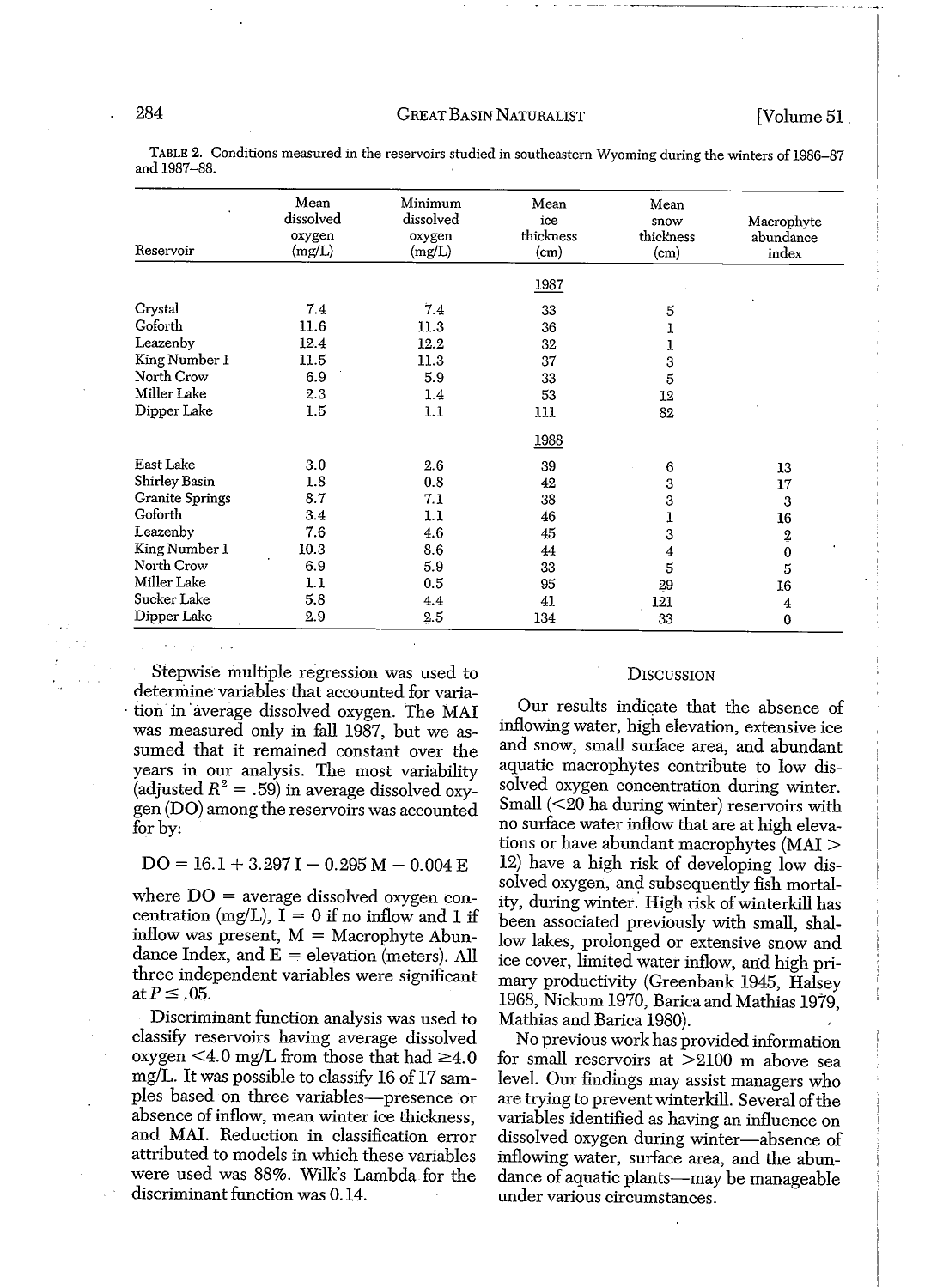TABLE 2. Conditions measured in the reservoirs studied in southeastern Wyoming during the winters of 1986–87 and 1987–88.

| Reservoir | Mean dissolved oxygen (mg/L) | Minimum dissolved oxygen (mg/L) | Mean ice thickness (cm) | Mean snow thickness (cm) | Macrophyte abundance index |
|---|---|---|---|---|---|
| | | | 1987 | | |
| Crystal | 7.4 | 7.4 | 33 | 5 | |
| Goforth | 11.6 | 11.3 | 36 | 1 | |
| Leazenby | 12.4 | 12.2 | 32 | 1 | |
| King Number 1 | 11.5 | 11.3 | 37 | 3 | |
| North Crow | 6.9 | 5.9 | 33 | 5 | |
| Miller Lake | 2.3 | 1.4 | 53 | 12 | |
| Dipper Lake | 1.5 | 1.1 | 111 | 82 | |
| | | | 1988 | | |
| East Lake | 3.0 | 2.6 | 39 | 6 | 13 |
| Shirley Basin | 1.8 | 0.8 | 42 | 3 | 17 |
| Granite Springs | 8.7 | 7.1 | 38 | 3 | 3 |
| Goforth | 3.4 | 1.1 | 46 | 1 | 16 |
| Leazenby | 7.6 | 4.6 | 45 | 3 | 2 |
| King Number 1 | 10.3 | 8.6 | 44 | 4 | 0 |
| North Crow | 6.9 | 5.9 | 33 | 5 | 5 |
| Miller Lake | 1.1 | 0.5 | 95 | 29 | 16 |
| Sucker Lake | 5.8 | 4.4 | 41 | 121 | 4 |
| Dipper Lake | 2.9 | 2.5 | 134 | 33 | 0 |

Stepwise multiple regression was used to determine variables that accounted for variation in average dissolved oxygen. The MAI was measured only in fall 1987, but we assumed that it remained constant over the years in our analysis. The most variability (adjusted $R^2 = .59$) in average dissolved oxygen (DO) among the reservoirs was accounted for by:

$$DO = 16.1 + 3.297\,I - 0.295\,M - 0.004\,E$$

where DO = average dissolved oxygen concentration (mg/L), I = 0 if no inflow and 1 if inflow was present, M = Macrophyte Abundance Index, and E = elevation (meters). All three independent variables were significant at $P \leq .05$.

Discriminant function analysis was used to classify reservoirs having average dissolved oxygen <4.0 mg/L from those that had ≥4.0 mg/L. It was possible to classify 16 of 17 samples based on three variables—presence or absence of inflow, mean winter ice thickness, and MAI. Reduction in classification error attributed to models in which these variables were used was 88%. Wilk's Lambda for the discriminant function was 0.14.

## DISCUSSION

Our results indicate that the absence of inflowing water, high elevation, extensive ice and snow, small surface area, and abundant aquatic macrophytes contribute to low dissolved oxygen concentration during winter. Small (<20 ha during winter) reservoirs with no surface water inflow that are at high elevations or have abundant macrophytes (MAI > 12) have a high risk of developing low dissolved oxygen, and subsequently fish mortality, during winter. High risk of winterkill has been associated previously with small, shallow lakes, prolonged or extensive snow and ice cover, limited water inflow, and high primary productivity (Greenbank 1945, Halsey 1968, Nickum 1970, Barica and Mathias 1979, Mathias and Barica 1980).

No previous work has provided information for small reservoirs at >2100 m above sea level. Our findings may assist managers who are trying to prevent winterkill. Several of the variables identified as having an influence on dissolved oxygen during winter—absence of inflowing water, surface area, and the abundance of aquatic plants—may be manageable under various circumstances.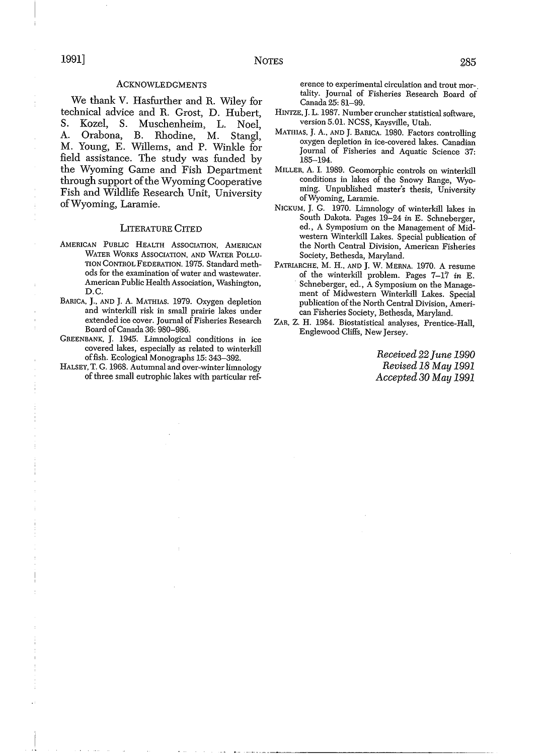## Acknowledgments

We thank V. Hasfurther and R. Wiley for technical advice and R. Grost, D. Hubert, S. Kozel, S. Muschenheim, L. Noel, A. Orabona, B. Rhodine, M. Stangl, M. Young, E. Willems, and P. Winkle for field assistance. The study was funded by the Wyoming Game and Fish Department through support of the Wyoming Cooperative Fish and Wildlife Research Unit, University of Wyoming, Laramie.

## Literature Cited

American Public Health Association, American Water Works Association, and Water Pollution Control Federation. 1975. Standard methods for the examination of water and wastewater. American Public Health Association, Washington, D.C.

Barica, J., and J. A. Mathias. 1979. Oxygen depletion and winterkill risk in small prairie lakes under extended ice cover. Journal of Fisheries Research Board of Canada 36: 980–986.

Greenbank, J. 1945. Limnological conditions in ice covered lakes, especially as related to winterkill of fish. Ecological Monographs 15: 343–392.

Halsey, T. G. 1968. Autumnal and over-winter limnology of three small eutrophic lakes with particular reference to experimental circulation and trout mortality. Journal of Fisheries Research Board of Canada 25: 81–99.

Hintze, J. L. 1987. Number cruncher statistical software, version 5.01. NCSS, Kaysville, Utah.

Mathias, J. A., and J. Barica. 1980. Factors controlling oxygen depletion in ice-covered lakes. Canadian Journal of Fisheries and Aquatic Science 37: 185–194.

Miller, A. I. 1989. Geomorphic controls on winterkill conditions in lakes of the Snowy Range, Wyoming. Unpublished master's thesis, University of Wyoming, Laramie.

Nickum, J. G. 1970. Limnology of winterkill lakes in South Dakota. Pages 19–24 *in* E. Schneberger, ed., A Symposium on the Management of Midwestern Winterkill Lakes. Special publication of the North Central Division, American Fisheries Society, Bethesda, Maryland.

Patriarche, M. H., and J. W. Merna. 1970. A resume of the winterkill problem. Pages 7–17 *in* E. Schneberger, ed., A Symposium on the Management of Midwestern Winterkill Lakes. Special publication of the North Central Division, American Fisheries Society, Bethesda, Maryland.

Zar, Z. H. 1984. Biostatistical analyses, Prentice-Hall, Englewood Cliffs, New Jersey.

*Received 22 June 1990*
*Revised 18 May 1991*
*Accepted 30 May 1991*